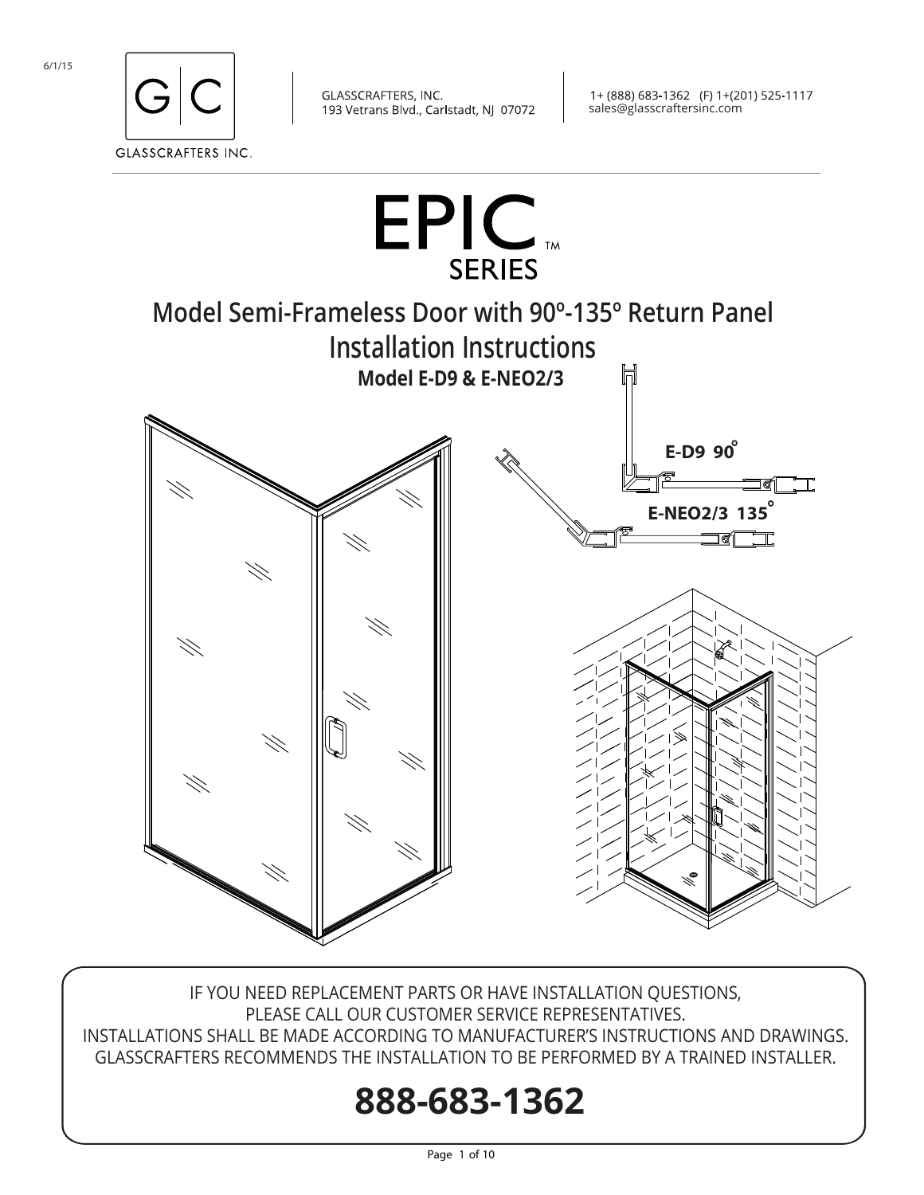6/1/15

GLASSCRAFTERS INC.

GLASSCRAFTERS, INC.
193 Vetrans Blvd., Carlstadt, NJ 07072

1+ (888) 683-1362 (F) 1+(201) 525-1117
sales@glasscraftersinc.com

# EPIC™ SERIES

## Model Semi-Frameless Door with 90º-135º Return Panel Installation Instructions

**Model E-D9 & E-NEO2/3**

**E-D9 90°**

**E-NEO2/3 135°**

IF YOU NEED REPLACEMENT PARTS OR HAVE INSTALLATION QUESTIONS,
PLEASE CALL OUR CUSTOMER SERVICE REPRESENTATIVES.
INSTALLATIONS SHALL BE MADE ACCORDING TO MANUFACTURER'S INSTRUCTIONS AND DRAWINGS.
GLASSCRAFTERS RECOMMENDS THE INSTALLATION TO BE PERFORMED BY A TRAINED INSTALLER.

# 888-683-1362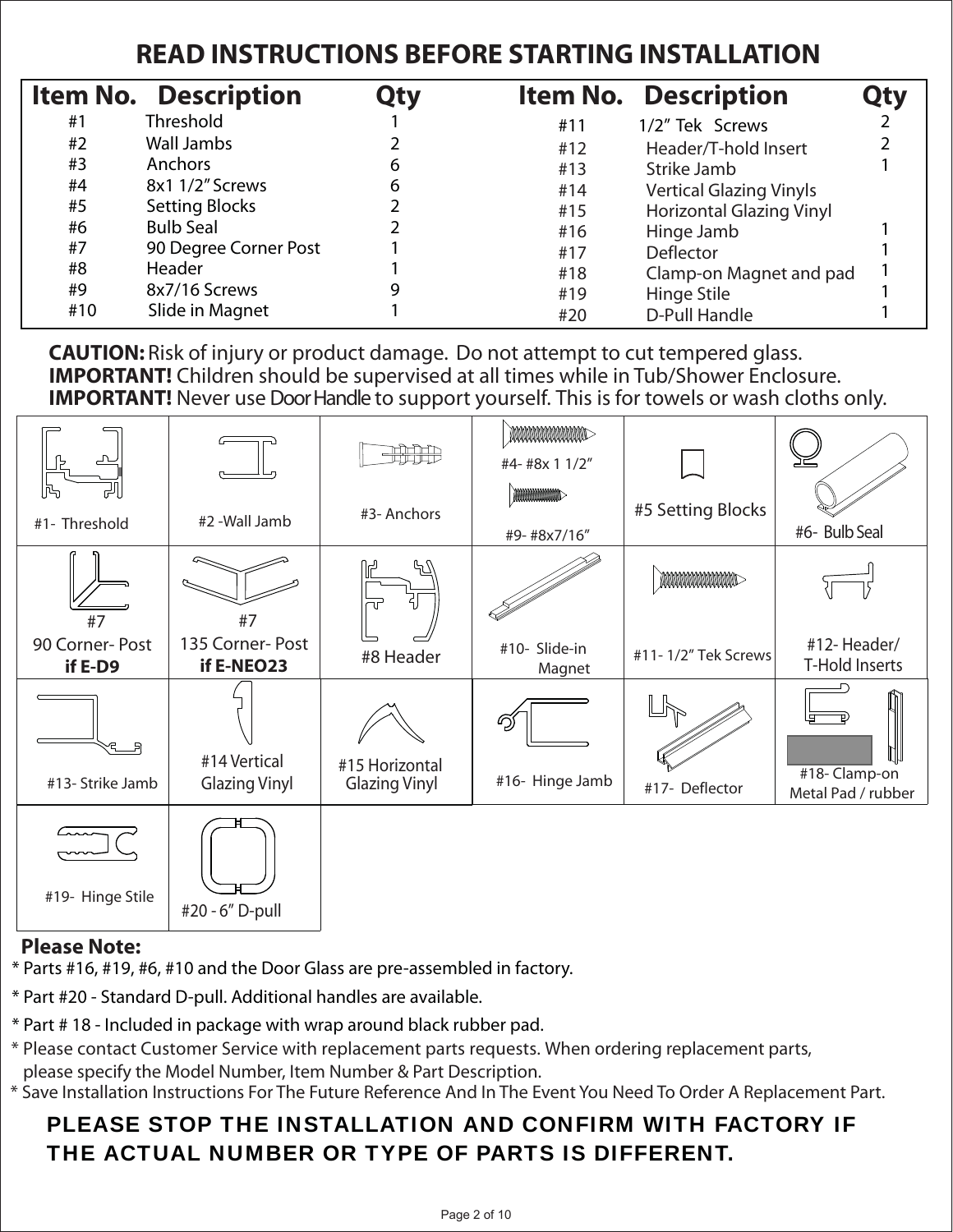# READ INSTRUCTIONS BEFORE STARTING INSTALLATION

| Item No. | Description | Qty | Item No. | Description | Qty |
|---|---|---|---|---|---|
| #1 | Threshold | 1 | #11 | 1/2" Tek Screws | 2 |
| #2 | Wall Jambs | 2 | #12 | Header/T-hold Insert | 2 |
| #3 | Anchors | 6 | #13 | Strike Jamb | 1 |
| #4 | 8x1 1/2" Screws | 6 | #14 | Vertical Glazing Vinyls | |
| #5 | Setting Blocks | 2 | #15 | Horizontal Glazing Vinyl | |
| #6 | Bulb Seal | 2 | #16 | Hinge Jamb | 1 |
| #7 | 90 Degree Corner Post | 1 | #17 | Deflector | 1 |
| #8 | Header | 1 | #18 | Clamp-on Magnet and pad | 1 |
| #9 | 8x7/16 Screws | 9 | #19 | Hinge Stile | 1 |
| #10 | Slide in Magnet | 1 | #20 | D-Pull Handle | 1 |

**CAUTION:** Risk of injury or product damage. Do not attempt to cut tempered glass.
**IMPORTANT!** Children should be supervised at all times while in Tub/Shower Enclosure.
**IMPORTANT!** Never use Door Handle to support yourself. This is for towels or wash cloths only.

#1- Threshold

#2 -Wall Jamb

#3- Anchors

#4- #8x 1 1/2"

#9- #8x7/16"

#5 Setting Blocks

#6- Bulb Seal

#7 90 Corner- Post **if E-D9**

#7 135 Corner- Post **if E-NEO23**

#8 Header

#10- Slide-in Magnet

#11- 1/2" Tek Screws

#12- Header/ T-Hold Inserts

#13- Strike Jamb

#14 Vertical Glazing Vinyl

#15 Horizontal Glazing Vinyl

#16- Hinge Jamb

#17- Deflector

#18- Clamp-on Metal Pad / rubber

#19- Hinge Stile

#20 - 6" D-pull

**Please Note:**

* Parts #16, #19, #6, #10 and the Door Glass are pre-assembled in factory.
* Part #20 - Standard D-pull. Additional handles are available.
* Part # 18 - Included in package with wrap around black rubber pad.
* Please contact Customer Service with replacement parts requests. When ordering replacement parts, please specify the Model Number, Item Number & Part Description.
* Save Installation Instructions For The Future Reference And In The Event You Need To Order A Replacement Part.

**PLEASE STOP THE INSTALLATION AND CONFIRM WITH FACTORY IF THE ACTUAL NUMBER OR TYPE OF PARTS IS DIFFERENT.**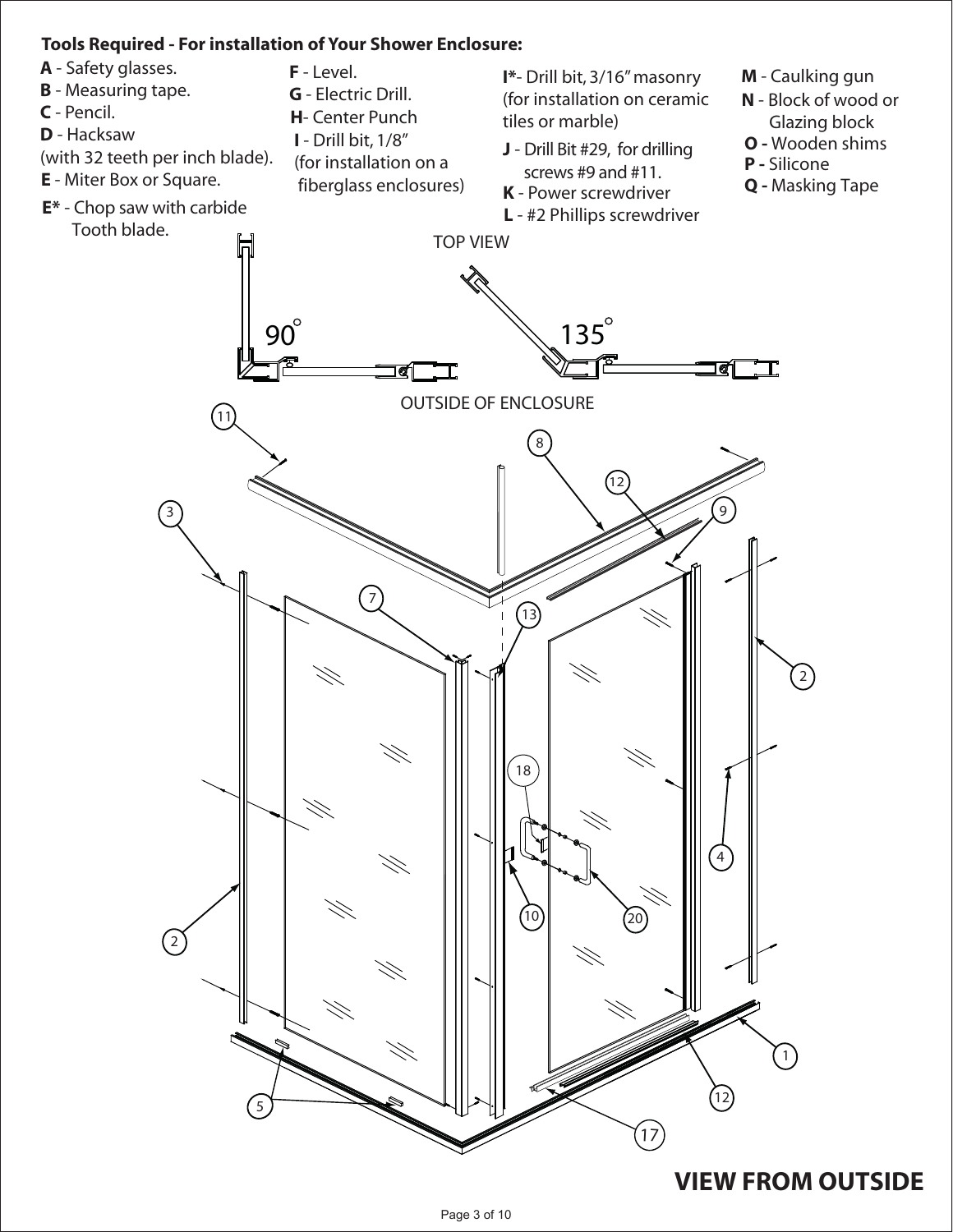**Tools Required - For installation of Your Shower Enclosure:**

**A** - Safety glasses.
**B** - Measuring tape.
**C** - Pencil.
**D** - Hacksaw (with 32 teeth per inch blade).
**E** - Miter Box or Square.
**E*** - Chop saw with carbide Tooth blade.
**F** - Level.
**G** - Electric Drill.
**H**- Center Punch
**I** - Drill bit, 1/8" (for installation on a fiberglass enclosures)
**I***- Drill bit, 3/16" masonry (for installation on ceramic tiles or marble)
**J** - Drill Bit #29, for drilling screws #9 and #11.
**K** - Power screwdriver
**L** - #2 Phillips screwdriver
**M** - Caulking gun
**N** - Block of wood or Glazing block
**O -** Wooden shims
**P -** Silicone
**Q -** Masking Tape

TOP VIEW

90°

135°

OUTSIDE OF ENCLOSURE

11, 8, 12, 9, 3, 7, 13, 2, 18, 4, 10, 20, 2, 1, 12, 5, 17

**VIEW FROM OUTSIDE**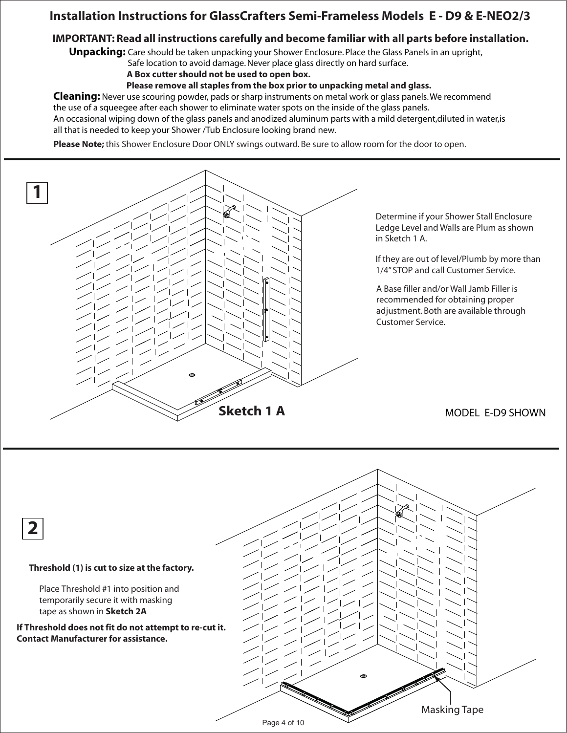# Installation Instructions for GlassCrafters Semi-Frameless Models E - D9 & E-NEO2/3

**IMPORTANT: Read all instructions carefully and become familiar with all parts before installation.**

**Unpacking:** Care should be taken unpacking your Shower Enclosure. Place the Glass Panels in an upright, Safe location to avoid damage. Never place glass directly on hard surface.
**A Box cutter should not be used to open box.**
**Please remove all staples from the box prior to unpacking metal and glass.**

**Cleaning:** Never use scouring powder, pads or sharp instruments on metal work or glass panels. We recommend the use of a squeegee after each shower to eliminate water spots on the inside of the glass panels.
An occasional wiping down of the glass panels and anodized aluminum parts with a mild detergent,diluted in water,is all that is needed to keep your Shower /Tub Enclosure looking brand new.

**Please Note;** this Shower Enclosure Door ONLY swings outward. Be sure to allow room for the door to open.

## 1

Determine if your Shower Stall Enclosure Ledge Level and Walls are Plum as shown in Sketch 1 A.

If they are out of level/Plumb by more than 1/4" STOP and call Customer Service.

A Base filler and/or Wall Jamb Filler is recommended for obtaining proper adjustment. Both are available through Customer Service.

**Sketch 1 A**

MODEL E-D9 SHOWN

## 2

**Threshold (1) is cut to size at the factory.**

Place Threshold #1 into position and temporarily secure it with masking tape as shown in **Sketch 2A**

**If Threshold does not fit do not attempt to re-cut it. Contact Manufacturer for assistance.**

Masking Tape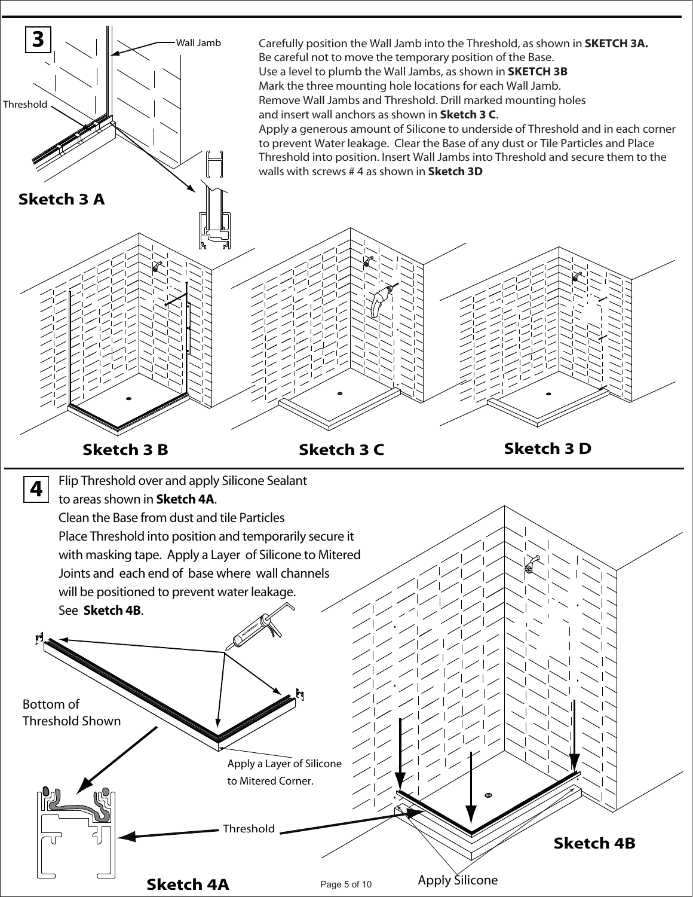## 3

Carefully position the Wall Jamb into the Threshold, as shown in **SKETCH 3A.**
Be careful not to move the temporary position of the Base.
Use a level to plumb the Wall Jambs, as shown in **SKETCH 3B**
Mark the three mounting hole locations for each Wall Jamb.
Remove Wall Jambs and Threshold. Drill marked mounting holes and insert wall anchors as shown in **Sketch 3 C**.
Apply a generous amount of Silicone to underside of Threshold and in each corner to prevent Water leakage. Clear the Base of any dust or Tile Particles and Place Threshold into position. Insert Wall Jambs into Threshold and secure them to the walls with screws # 4 as shown in **Sketch 3D**

Wall Jamb

Threshold

**Sketch 3 A**

**Sketch 3 B**

**Sketch 3 C**

**Sketch 3 D**

## 4

Flip Threshold over and apply Silicone Sealant to areas shown in **Sketch 4A**.
Clean the Base from dust and tile Particles
Place Threshold into position and temporarily secure it with masking tape. Apply a Layer of Silicone to Mitered Joints and each end of base where wall channels will be positioned to prevent water leakage.
See **Sketch 4B**.

Bottom of Threshold Shown

Apply a Layer of Silicone to Mitered Corner.

Threshold

**Sketch 4A**

Apply Silicone

**Sketch 4B**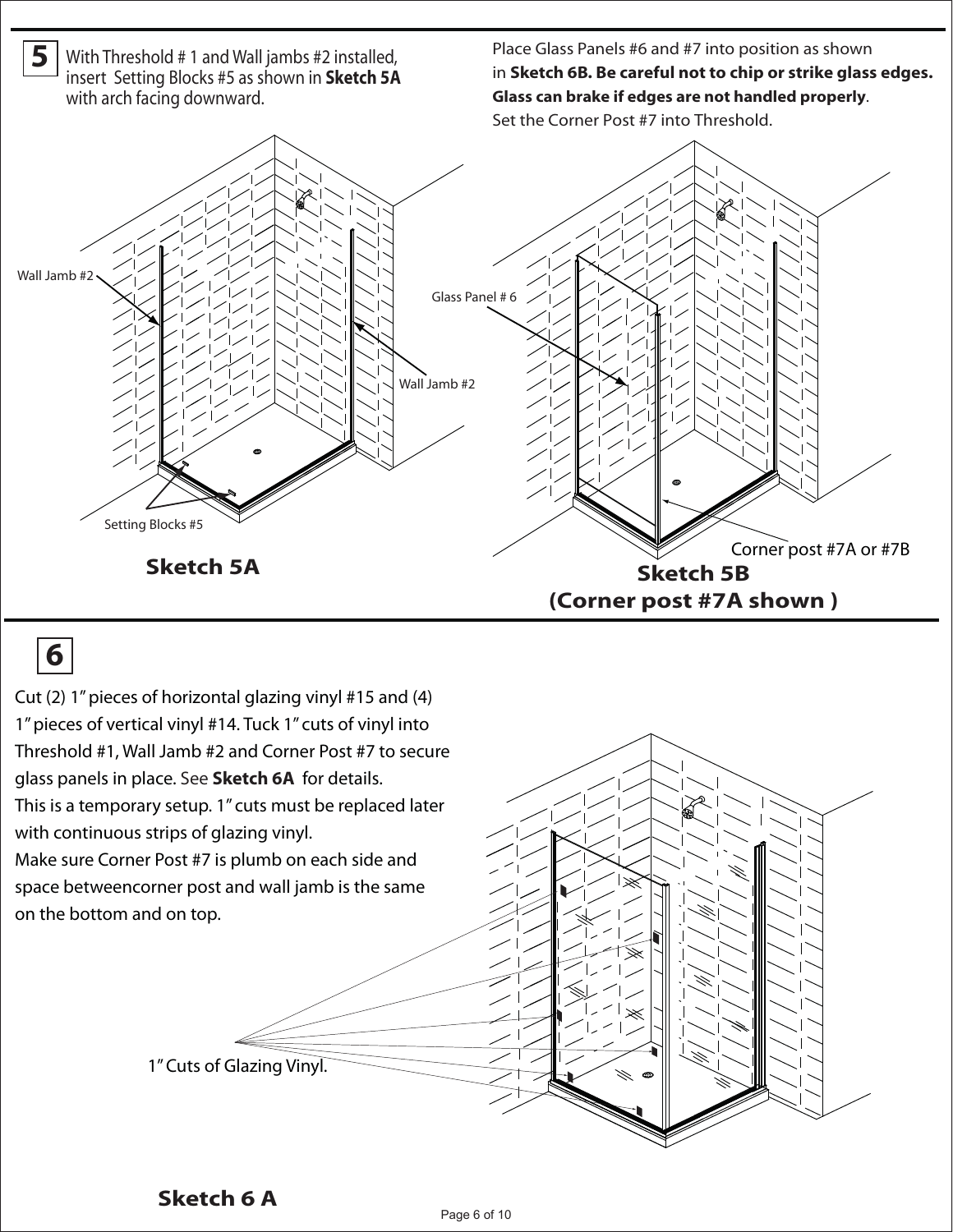**5** With Threshold # 1 and Wall jambs #2 installed, insert Setting Blocks #5 as shown in **Sketch 5A** with arch facing downward.

Place Glass Panels #6 and #7 into position as shown in **Sketch 6B. Be careful not to chip or strike glass edges. Glass can brake if edges are not handled properly**. Set the Corner Post #7 into Threshold.

Wall Jamb #2

Wall Jamb #2

Setting Blocks #5

**Sketch 5A**

Glass Panel # 6

Corner post #7A or #7B

**Sketch 5B (Corner post #7A shown )**

**6**

Cut (2) 1" pieces of horizontal glazing vinyl #15 and (4) 1" pieces of vertical vinyl #14. Tuck 1" cuts of vinyl into Threshold #1, Wall Jamb #2 and Corner Post #7 to secure glass panels in place. See **Sketch 6A** for details.
This is a temporary setup. 1" cuts must be replaced later with continuous strips of glazing vinyl.
Make sure Corner Post #7 is plumb on each side and space betweencorner post and wall jamb is the same on the bottom and on top.

1" Cuts of Glazing Vinyl.

**Sketch 6 A**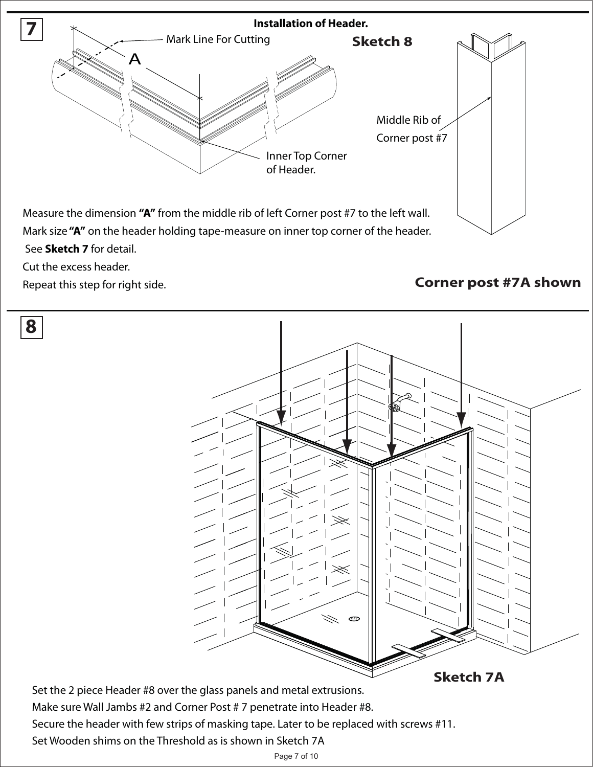**7**

**Installation of Header.**

Mark Line For Cutting

A

Inner Top Corner of Header.

**Sketch 8**

Middle Rib of Corner post #7

Measure the dimension **"A"** from the middle rib of left Corner post #7 to the left wall.

Mark size **"A"** on the header holding tape-measure on inner top corner of the header.

See **Sketch 7** for detail.

Cut the excess header.

Repeat this step for right side.

**Corner post #7A shown**

**8**

**Sketch 7A**

Set the 2 piece Header #8 over the glass panels and metal extrusions.

Make sure Wall Jambs #2 and Corner Post # 7 penetrate into Header #8.

Secure the header with few strips of masking tape. Later to be replaced with screws #11.

Set Wooden shims on the Threshold as is shown in Sketch 7A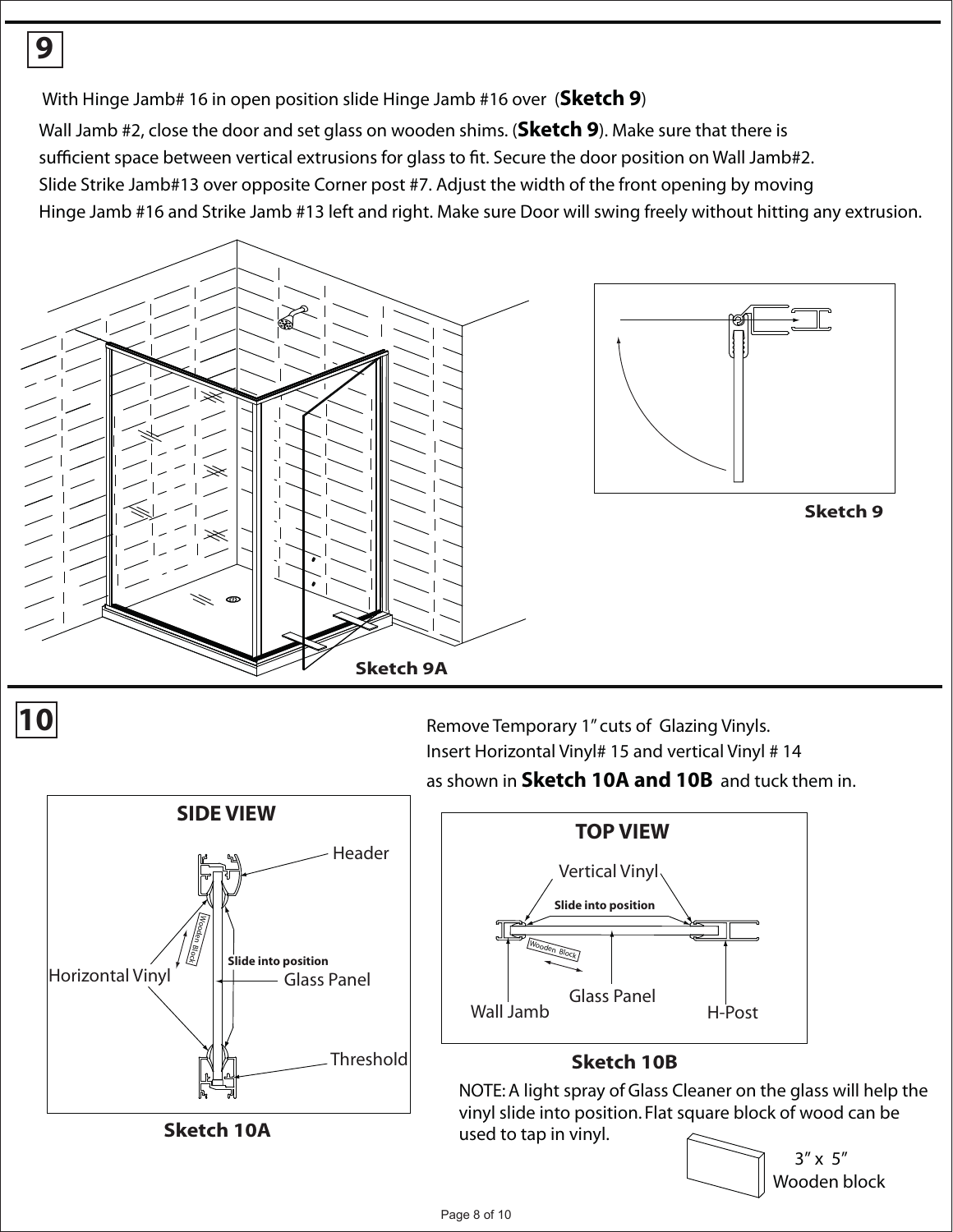## 9

With Hinge Jamb# 16 in open position slide Hinge Jamb #16 over (**Sketch 9**) Wall Jamb #2, close the door and set glass on wooden shims. (**Sketch 9**). Make sure that there is sufficient space between vertical extrusions for glass to fit. Secure the door position on Wall Jamb#2. Slide Strike Jamb#13 over opposite Corner post #7. Adjust the width of the front opening by moving Hinge Jamb #16 and Strike Jamb #13 left and right. Make sure Door will swing freely without hitting any extrusion.

**Sketch 9**

**Sketch 9A**

## 10

Remove Temporary 1" cuts of Glazing Vinyls. Insert Horizontal Vinyl# 15 and vertical Vinyl # 14 as shown in **Sketch 10A and 10B** and tuck them in.

**SIDE VIEW**

Header

Wooden Block

Horizontal Vinyl

**Slide into position**

Glass Panel

Threshold

**Sketch 10A**

**TOP VIEW**

Vertical Vinyl

**Slide into position**

Wooden Block

Wall Jamb

Glass Panel

H-Post

**Sketch 10B**

NOTE: A light spray of Glass Cleaner on the glass will help the vinyl slide into position. Flat square block of wood can be used to tap in vinyl.

3" x 5"
Wooden block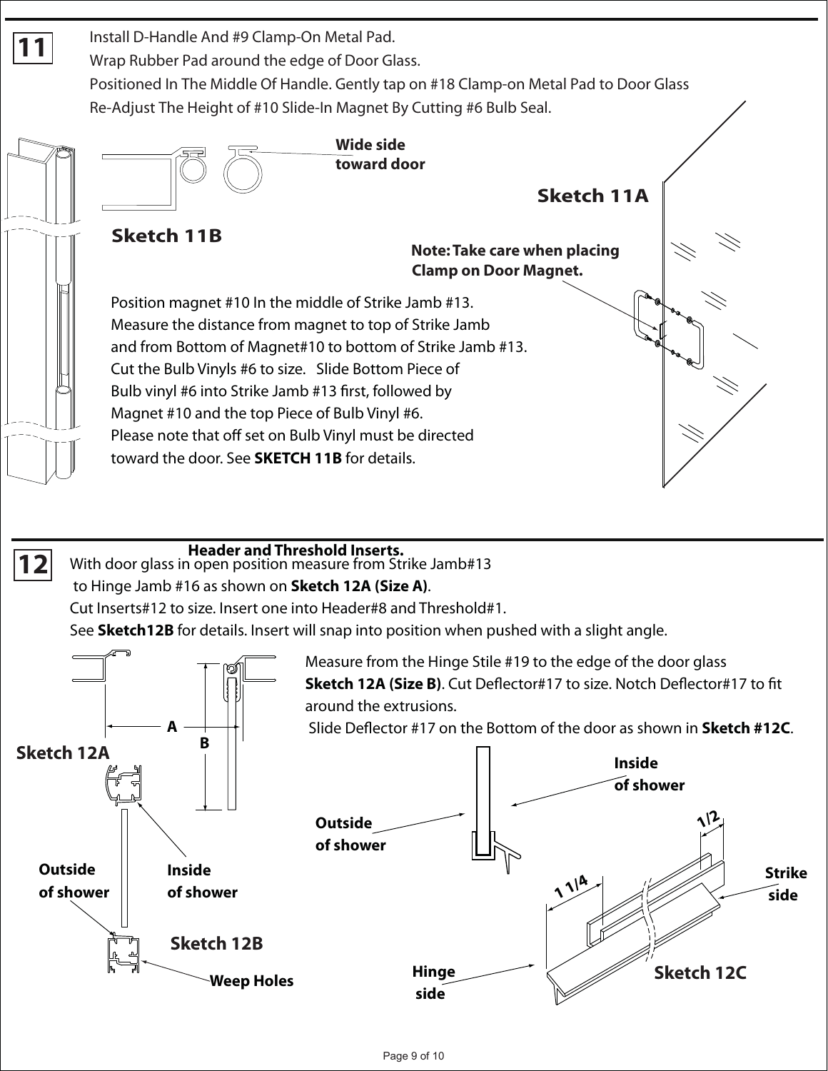## 11

Install D-Handle And #9 Clamp-On Metal Pad.
Wrap Rubber Pad around the edge of Door Glass.
Positioned In The Middle Of Handle. Gently tap on #18 Clamp-on Metal Pad to Door Glass
Re-Adjust The Height of #10 Slide-In Magnet By Cutting #6 Bulb Seal.

**Wide side toward door**

**Sketch 11A**

**Sketch 11B**

**Note: Take care when placing Clamp on Door Magnet.**

Position magnet #10 In the middle of Strike Jamb #13.
Measure the distance from magnet to top of Strike Jamb and from Bottom of Magnet#10 to bottom of Strike Jamb #13.
Cut the Bulb Vinyls #6 to size. Slide Bottom Piece of Bulb vinyl #6 into Strike Jamb #13 first, followed by Magnet #10 and the top Piece of Bulb Vinyl #6.
Please note that off set on Bulb Vinyl must be directed toward the door. See **SKETCH 11B** for details.

## 12

**Header and Threshold Inserts.**

With door glass in open position measure from Strike Jamb#13 to Hinge Jamb #16 as shown on **Sketch 12A (Size A)**.
Cut Inserts#12 to size. Insert one into Header#8 and Threshold#1.
See **Sketch12B** for details. Insert will snap into position when pushed with a slight angle.

Measure from the Hinge Stile #19 to the edge of the door glass **Sketch 12A (Size B)**. Cut Deflector#17 to size. Notch Deflector#17 to fit around the extrusions.
Slide Deflector #17 on the Bottom of the door as shown in **Sketch #12C**.

A

B

**Sketch 12A**

**Outside of shower**

**Inside of shower**

**Sketch 12B**

**Weep Holes**

**Inside of shower**

**Outside of shower**

1/2

1 1/4

**Strike side**

**Hinge side**

**Sketch 12C**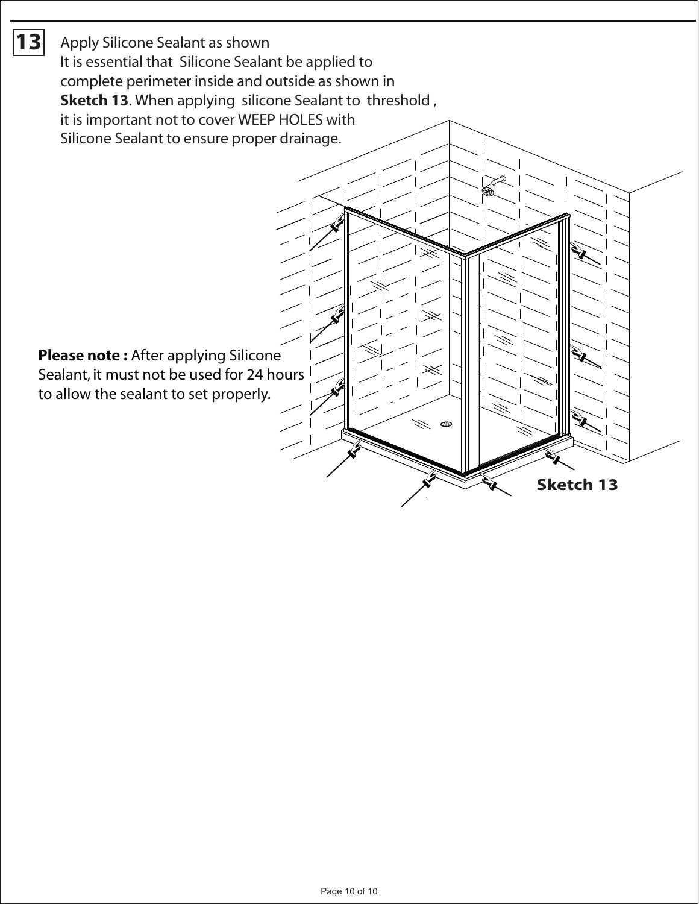## 13

Apply Silicone Sealant as shown
It is essential that Silicone Sealant be applied to complete perimeter inside and outside as shown in **Sketch 13**. When applying silicone Sealant to threshold, it is important not to cover WEEP HOLES with Silicone Sealant to ensure proper drainage.

**Please note :** After applying Silicone Sealant, it must not be used for 24 hours to allow the sealant to set properly.

**Sketch 13**